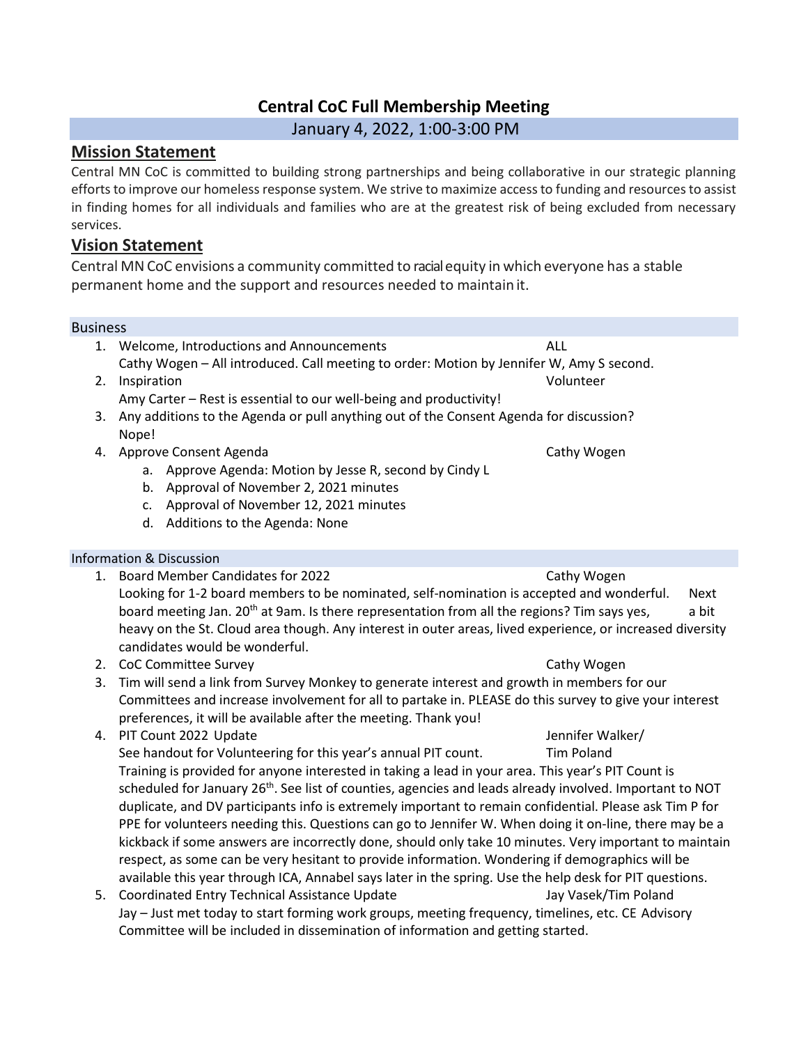# Central CoC Full Membership Meeting

January 4, 2022, 1:00-3:00 PM

## Mission Statement

Central MN CoC is committed to building strong partnerships and being collaborative in our strategic planning efforts to improve our homeless response system. We strive to maximize access to funding and resources to assist in finding homes for all individuals and families who are at the greatest risk of being excluded from necessary services.

## Vision Statement

Central MN CoC envisions a community committed to racial equity in which everyone has a stable permanent home and the support and resources needed to maintain it.

### Business

1. Welcome, Introductions and Announcements — ALL
   Cathy Wogen – All introduced. Call meeting to order: Motion by Jennifer W, Amy S second.
2. Inspiration — Volunteer
   Amy Carter – Rest is essential to our well-being and productivity!
3. Any additions to the Agenda or pull anything out of the Consent Agenda for discussion?
   Nope!
4. Approve Consent Agenda — Cathy Wogen
   a. Approve Agenda: Motion by Jesse R, second by Cindy L
   b. Approval of November 2, 2021 minutes
   c. Approval of November 12, 2021 minutes
   d. Additions to the Agenda: None

### Information & Discussion

1. Board Member Candidates for 2022 — Cathy Wogen
   Looking for 1-2 board members to be nominated, self-nomination is accepted and wonderful. Next board meeting Jan. 20th at 9am. Is there representation from all the regions? Tim says yes, a bit heavy on the St. Cloud area though. Any interest in outer areas, lived experience, or increased diversity candidates would be wonderful.
2. CoC Committee Survey — Cathy Wogen
3. Tim will send a link from Survey Monkey to generate interest and growth in members for our Committees and increase involvement for all to partake in. PLEASE do this survey to give your interest preferences, it will be available after the meeting. Thank you!
4. PIT Count 2022 Update — Jennifer Walker/Tim Poland
   See handout for Volunteering for this year's annual PIT count.
   Training is provided for anyone interested in taking a lead in your area. This year's PIT Count is scheduled for January 26th. See list of counties, agencies and leads already involved. Important to NOT duplicate, and DV participants info is extremely important to remain confidential. Please ask Tim P for PPE for volunteers needing this. Questions can go to Jennifer W. When doing it on-line, there may be a kickback if some answers are incorrectly done, should only take 10 minutes. Very important to maintain respect, as some can be very hesitant to provide information. Wondering if demographics will be available this year through ICA, Annabel says later in the spring. Use the help desk for PIT questions.
5. Coordinated Entry Technical Assistance Update — Jay Vasek/Tim Poland
   Jay – Just met today to start forming work groups, meeting frequency, timelines, etc. CE Advisory Committee will be included in dissemination of information and getting started.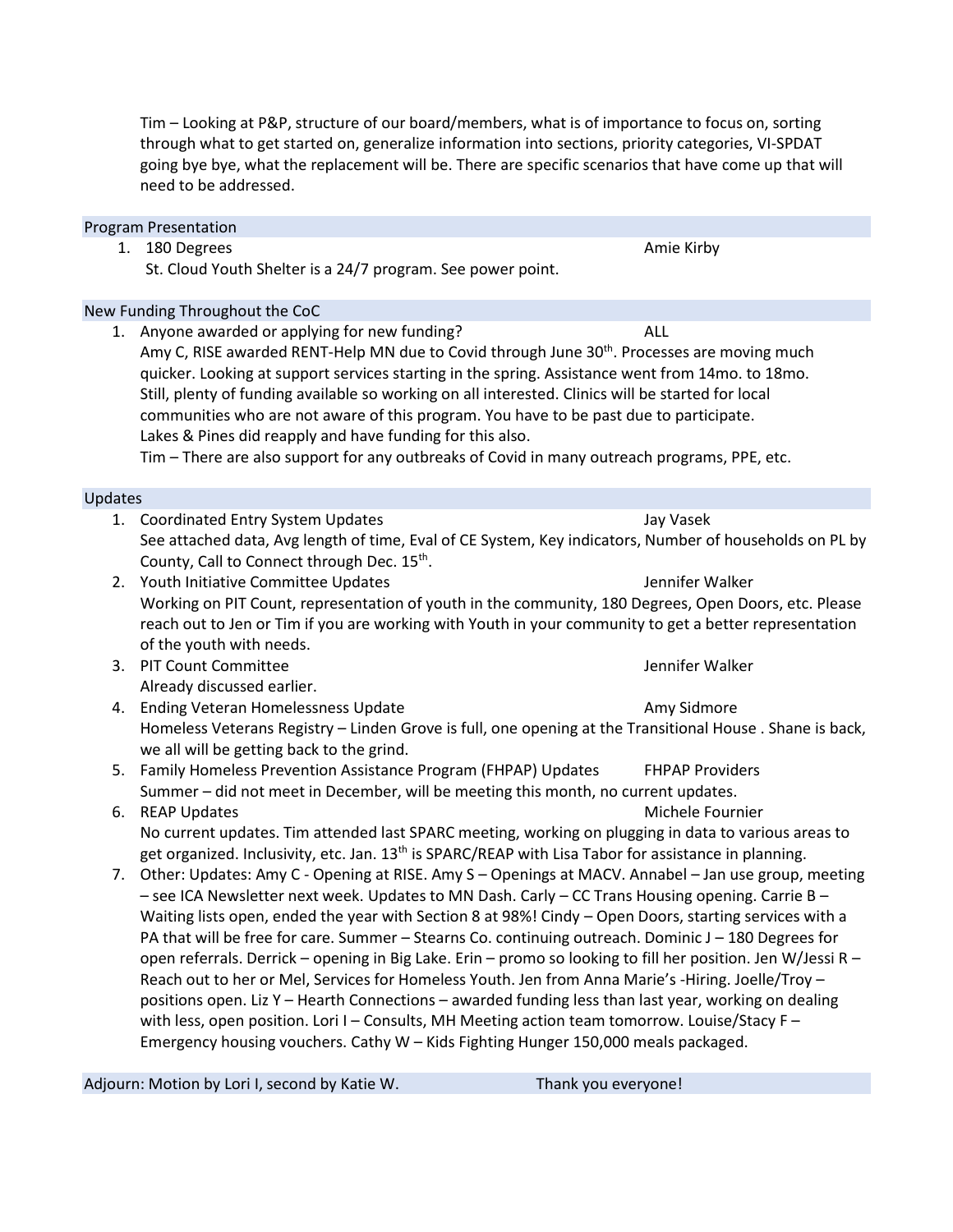Tim – Looking at P&P, structure of our board/members, what is of importance to focus on, sorting through what to get started on, generalize information into sections, priority categories, VI-SPDAT going bye bye, what the replacement will be. There are specific scenarios that have come up that will need to be addressed.

## Program Presentation

1. 180 Degrees — Amie Kirby
   St. Cloud Youth Shelter is a 24/7 program. See power point.

## New Funding Throughout the CoC

1. Anyone awarded or applying for new funding? — ALL
   Amy C, RISE awarded RENT-Help MN due to Covid through June 30th. Processes are moving much quicker. Looking at support services starting in the spring. Assistance went from 14mo. to 18mo. Still, plenty of funding available so working on all interested. Clinics will be started for local communities who are not aware of this program. You have to be past due to participate.
   Lakes & Pines did reapply and have funding for this also.
   Tim – There are also support for any outbreaks of Covid in many outreach programs, PPE, etc.

## Updates

1. Coordinated Entry System Updates — Jay Vasek
   See attached data, Avg length of time, Eval of CE System, Key indicators, Number of households on PL by County, Call to Connect through Dec. 15th.
2. Youth Initiative Committee Updates — Jennifer Walker
   Working on PIT Count, representation of youth in the community, 180 Degrees, Open Doors, etc. Please reach out to Jen or Tim if you are working with Youth in your community to get a better representation of the youth with needs.
3. PIT Count Committee — Jennifer Walker
   Already discussed earlier.
4. Ending Veteran Homelessness Update — Amy Sidmore
   Homeless Veterans Registry – Linden Grove is full, one opening at the Transitional House . Shane is back, we all will be getting back to the grind.
5. Family Homeless Prevention Assistance Program (FHPAP) Updates — FHPAP Providers
   Summer – did not meet in December, will be meeting this month, no current updates.
6. REAP Updates — Michele Fournier
   No current updates. Tim attended last SPARC meeting, working on plugging in data to various areas to get organized. Inclusivity, etc. Jan. 13th is SPARC/REAP with Lisa Tabor for assistance in planning.
7. Other: Updates: Amy C - Opening at RISE. Amy S – Openings at MACV. Annabel – Jan use group, meeting – see ICA Newsletter next week. Updates to MN Dash. Carly – CC Trans Housing opening. Carrie B – Waiting lists open, ended the year with Section 8 at 98%! Cindy – Open Doors, starting services with a PA that will be free for care. Summer – Stearns Co. continuing outreach. Dominic J – 180 Degrees for open referrals. Derrick – opening in Big Lake. Erin – promo so looking to fill her position. Jen W/Jessi R – Reach out to her or Mel, Services for Homeless Youth. Jen from Anna Marie's -Hiring. Joelle/Troy – positions open. Liz Y – Hearth Connections – awarded funding less than last year, working on dealing with less, open position. Lori I – Consults, MH Meeting action team tomorrow. Louise/Stacy F – Emergency housing vouchers. Cathy W – Kids Fighting Hunger 150,000 meals packaged.

Adjourn: Motion by Lori I, second by Katie W. — Thank you everyone!